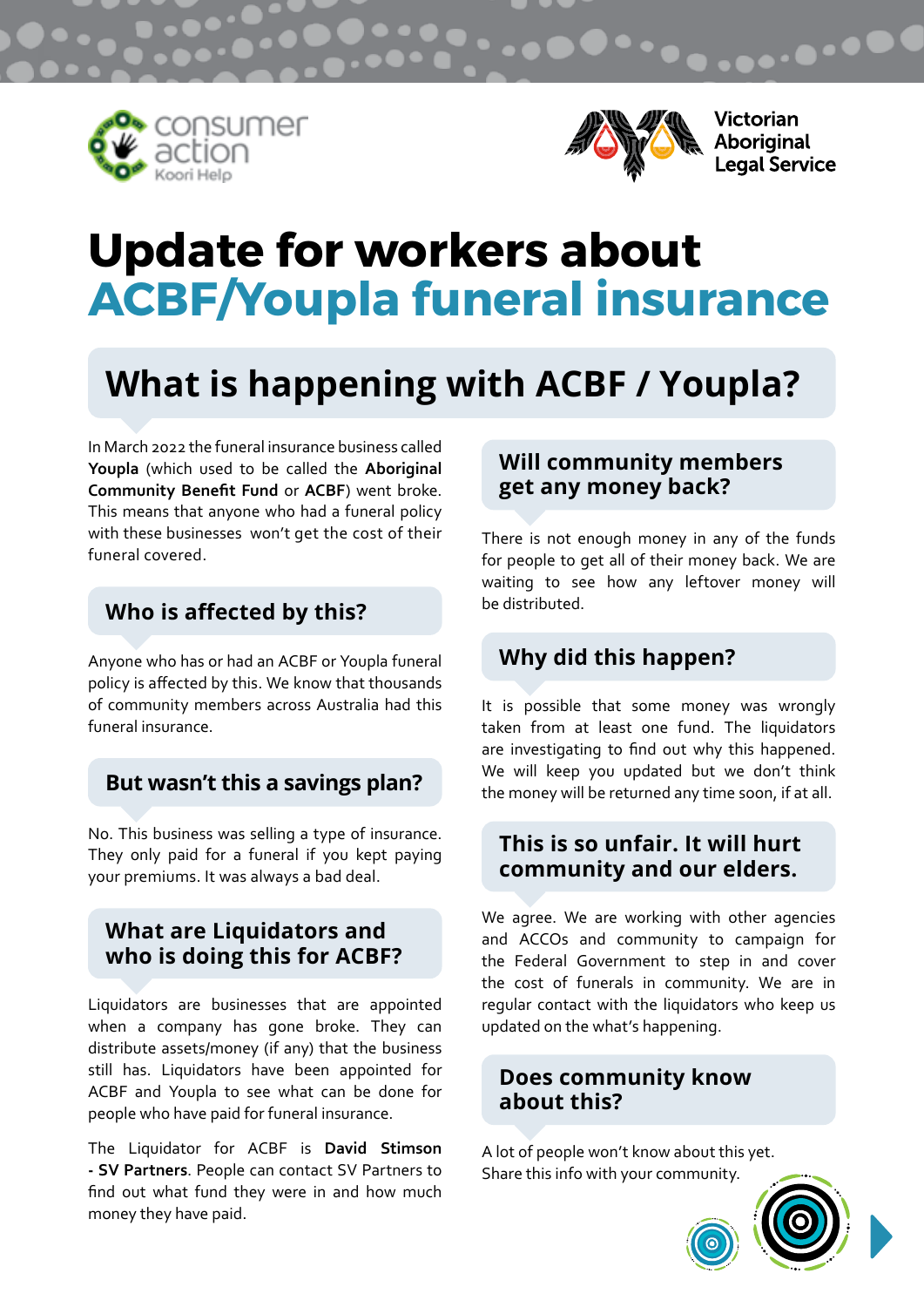consumer action Koori Help

Victorian Aboriginal Legal Service

# Update for workers about ACBF/Youpla funeral insurance

## What is happening with ACBF / Youpla?

In March 2022 the funeral insurance business called **Youpla** (which used to be called the **Aboriginal Community Benefit Fund** or **ACBF**) went broke. This means that anyone who had a funeral policy with these businesses won't get the cost of their funeral covered.

### Who is affected by this?

Anyone who has or had an ACBF or Youpla funeral policy is affected by this. We know that thousands of community members across Australia had this funeral insurance.

### But wasn't this a savings plan?

No. This business was selling a type of insurance. They only paid for a funeral if you kept paying your premiums. It was always a bad deal.

### What are Liquidators and who is doing this for ACBF?

Liquidators are businesses that are appointed when a company has gone broke. They can distribute assets/money (if any) that the business still has. Liquidators have been appointed for ACBF and Youpla to see what can be done for people who have paid for funeral insurance.

The Liquidator for ACBF is **David Stimson - SV Partners**. People can contact SV Partners to find out what fund they were in and how much money they have paid.

### Will community members get any money back?

There is not enough money in any of the funds for people to get all of their money back. We are waiting to see how any leftover money will be distributed.

### Why did this happen?

It is possible that some money was wrongly taken from at least one fund. The liquidators are investigating to find out why this happened. We will keep you updated but we don't think the money will be returned any time soon, if at all.

### This is so unfair. It will hurt community and our elders.

We agree. We are working with other agencies and ACCOs and community to campaign for the Federal Government to step in and cover the cost of funerals in community. We are in regular contact with the liquidators who keep us updated on the what's happening.

### Does community know about this?

A lot of people won't know about this yet. Share this info with your community.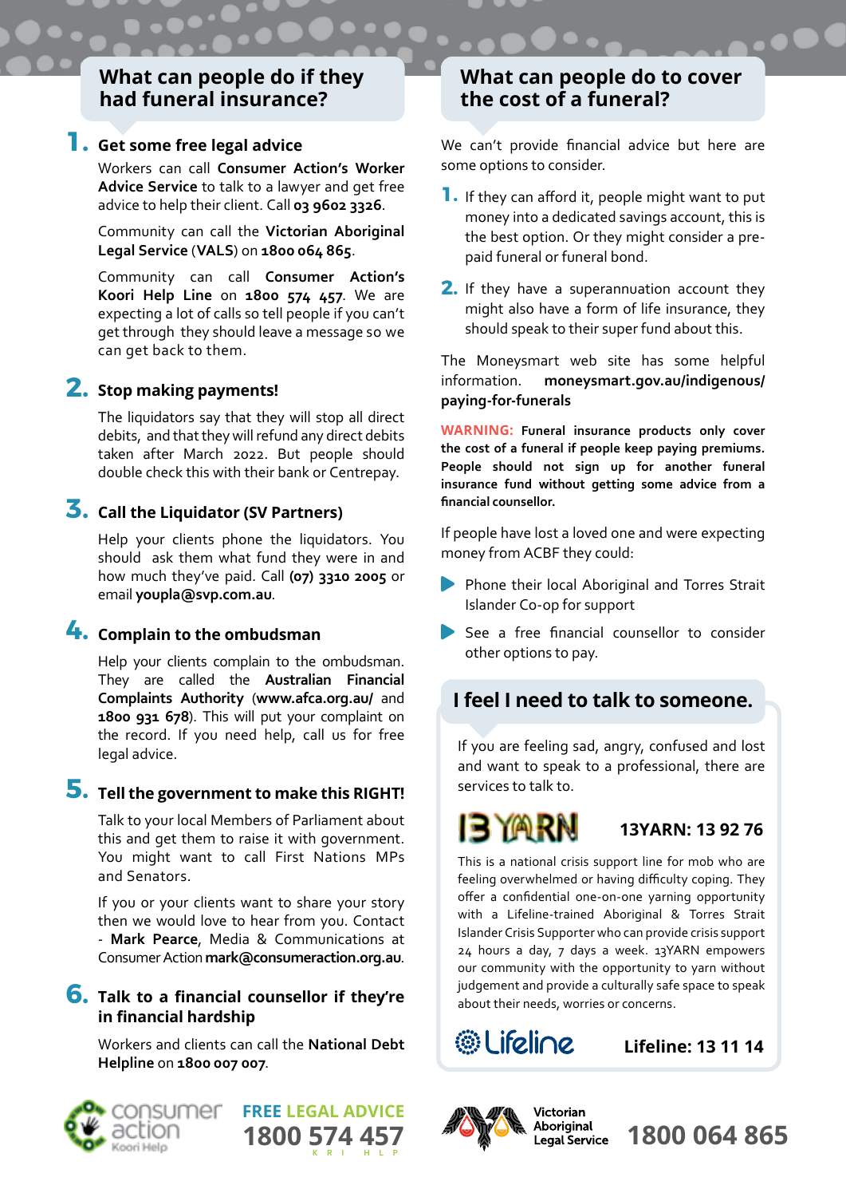## What can people do if they had funeral insurance?

### 1. Get some free legal advice

Workers can call **Consumer Action's Worker Advice Service** to talk to a lawyer and get free advice to help their client. Call **03 9602 3326**.

Community can call the **Victorian Aboriginal Legal Service** (**VALS**) on **1800 064 865**.

Community can call **Consumer Action's Koori Help Line** on **1800 574 457**. We are expecting a lot of calls so tell people if you can't get through they should leave a message so we can get back to them.

### 2. Stop making payments!

The liquidators say that they will stop all direct debits, and that they will refund any direct debits taken after March 2022. But people should double check this with their bank or Centrepay.

### 3. Call the Liquidator (SV Partners)

Help your clients phone the liquidators. You should ask them what fund they were in and how much they've paid. Call **(07) 3310 2005** or email **youpla@svp.com.au**.

### 4. Complain to the ombudsman

Help your clients complain to the ombudsman. They are called the **Australian Financial Complaints Authority** (**www.afca.org.au/** and **1800 931 678**). This will put your complaint on the record. If you need help, call us for free legal advice.

### 5. Tell the government to make this RIGHT!

Talk to your local Members of Parliament about this and get them to raise it with government. You might want to call First Nations MPs and Senators.

If you or your clients want to share your story then we would love to hear from you. Contact - **Mark Pearce**, Media & Communications at Consumer Action **mark@consumeraction.org.au**.

### 6. Talk to a financial counsellor if they're in financial hardship

Workers and clients can call the **National Debt Helpline** on **1800 007 007**.

## What can people do to cover the cost of a funeral?

We can't provide financial advice but here are some options to consider.

1. If they can afford it, people might want to put money into a dedicated savings account, this is the best option. Or they might consider a pre-paid funeral or funeral bond.
2. If they have a superannuation account they might also have a form of life insurance, they should speak to their super fund about this.

The Moneysmart web site has some helpful information. **moneysmart.gov.au/indigenous/paying-for-funerals**

**WARNING: Funeral insurance products only cover the cost of a funeral if people keep paying premiums. People should not sign up for another funeral insurance fund without getting some advice from a financial counsellor.**

If people have lost a loved one and were expecting money from ACBF they could:

- Phone their local Aboriginal and Torres Strait Islander Co-op for support
- See a free financial counsellor to consider other options to pay.

## I feel I need to talk to someone.

If you are feeling sad, angry, confused and lost and want to speak to a professional, there are services to talk to.

13YARN

**13YARN: 13 92 76**

This is a national crisis support line for mob who are feeling overwhelmed or having difficulty coping. They offer a confidential one-on-one yarning opportunity with a Lifeline-trained Aboriginal & Torres Strait Islander Crisis Supporter who can provide crisis support 24 hours a day, 7 days a week. 13YARN empowers our community with the opportunity to yarn without judgement and provide a culturally safe space to speak about their needs, worries or concerns.

Lifeline

**Lifeline: 13 11 14**

consumer action Koori Help

**FREE LEGAL ADVICE**
**1800 574 457**

Victorian Aboriginal Legal Service **1800 064 865**